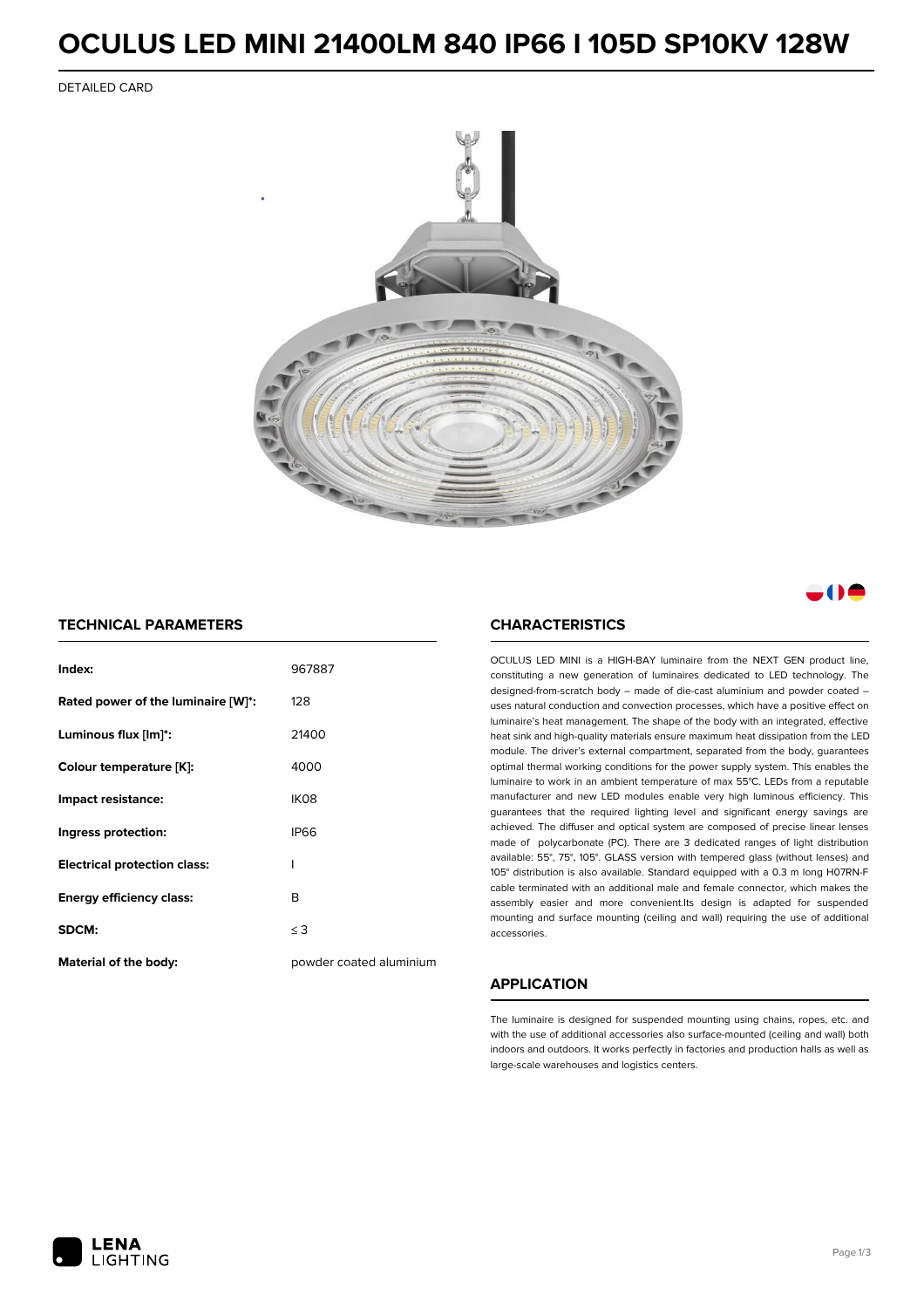# OCULUS LED MINI 21400LM 840 IP66 I 105D SP10KV 128W

DETAILED CARD

## TECHNICAL PARAMETERS

| | |
|---|---|
| **Index:** | 967887 |
| **Rated power of the luminaire [W]*:** | 128 |
| **Luminous flux [lm]*:** | 21400 |
| **Colour temperature [K]:** | 4000 |
| **Impact resistance:** | IK08 |
| **Ingress protection:** | IP66 |
| **Electrical protection class:** | I |
| **Energy efficiency class:** | B |
| **SDCM:** | ≤ 3 |
| **Material of the body:** | powder coated aluminium |

## CHARACTERISTICS

OCULUS LED MINI is a HIGH-BAY luminaire from the NEXT GEN product line, constituting a new generation of luminaires dedicated to LED technology. The designed-from-scratch body – made of die-cast aluminium and powder coated – uses natural conduction and convection processes, which have a positive effect on luminaire's heat management. The shape of the body with an integrated, effective heat sink and high-quality materials ensure maximum heat dissipation from the LED module. The driver's external compartment, separated from the body, guarantees optimal thermal working conditions for the power supply system. This enables the luminaire to work in an ambient temperature of max 55°C. LEDs from a reputable manufacturer and new LED modules enable very high luminous efficiency. This guarantees that the required lighting level and significant energy savings are achieved. The diffuser and optical system are composed of precise linear lenses made of polycarbonate (PC). There are 3 dedicated ranges of light distribution available: 55°, 75°, 105°. GLASS version with tempered glass (without lenses) and 105° distribution is also available. Standard equipped with a 0.3 m long H07RN-F cable terminated with an additional male and female connector, which makes the assembly easier and more convenient.Its design is adapted for suspended mounting and surface mounting (ceiling and wall) requiring the use of additional accessories.

## APPLICATION

The luminaire is designed for suspended mounting using chains, ropes, etc. and with the use of additional accessories also surface-mounted (ceiling and wall) both indoors and outdoors. It works perfectly in factories and production halls as well as large-scale warehouses and logistics centers.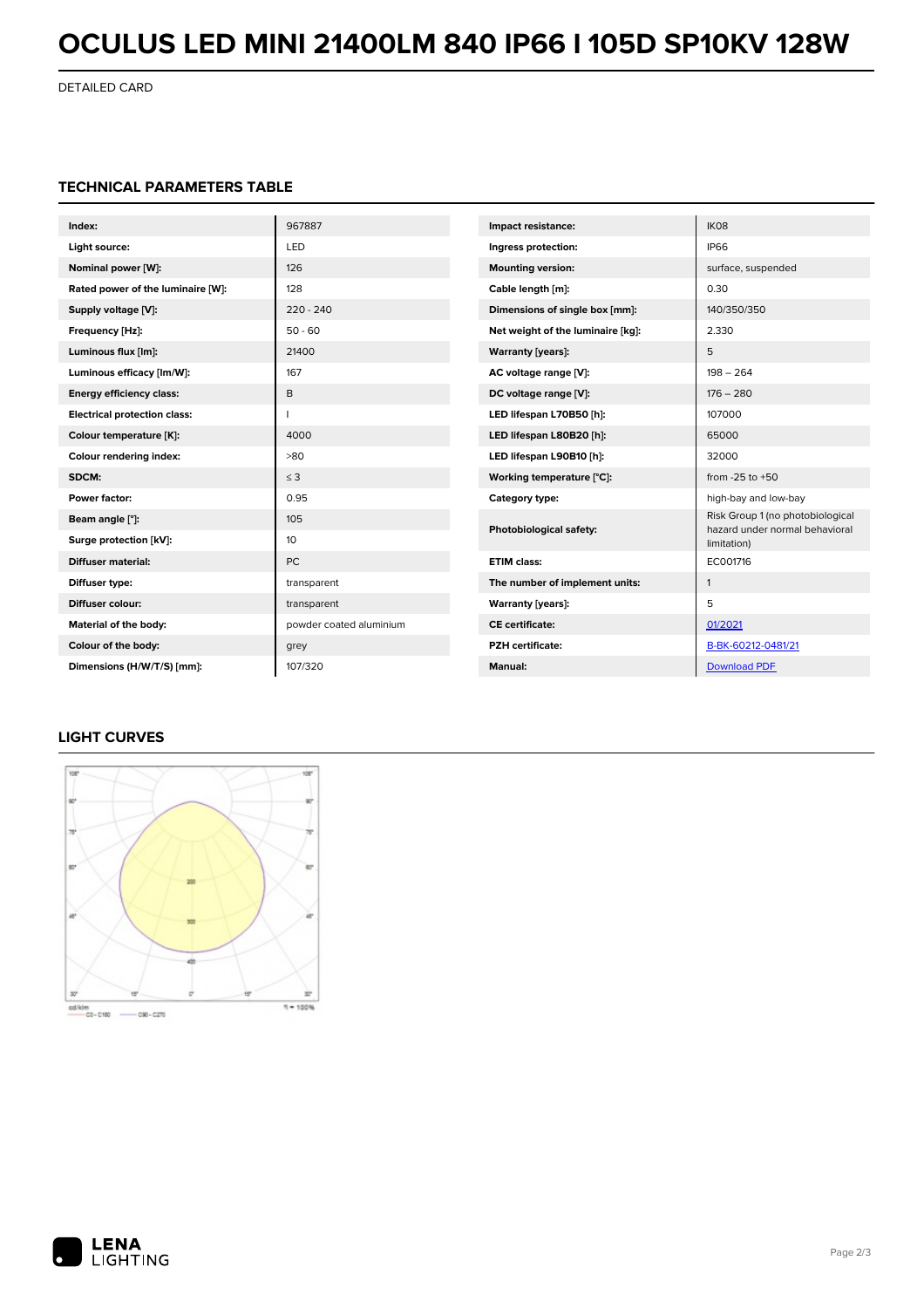// OCULUS LED MINI 21400LM 840 IP66 I 105D SP10KV 128W

DETAILED CARD

## TECHNICAL PARAMETERS TABLE

| | |
|---|---|
| **Index:** | 967887 |
| **Light source:** | LED |
| **Nominal power [W]:** | 126 |
| **Rated power of the luminaire [W]:** | 128 |
| **Supply voltage [V]:** | 220 - 240 |
| **Frequency [Hz]:** | 50 - 60 |
| **Luminous flux [lm]:** | 21400 |
| **Luminous efficacy [lm/W]:** | 167 |
| **Energy efficiency class:** | B |
| **Electrical protection class:** | I |
| **Colour temperature [K]:** | 4000 |
| **Colour rendering index:** | >80 |
| **SDCM:** | ≤ 3 |
| **Power factor:** | 0.95 |
| **Beam angle [°]:** | 105 |
| **Surge protection [kV]:** | 10 |
| **Diffuser material:** | PC |
| **Diffuser type:** | transparent |
| **Diffuser colour:** | transparent |
| **Material of the body:** | powder coated aluminium |
| **Colour of the body:** | grey |
| **Dimensions (H/W/T/S) [mm]:** | 107/320 |

| | |
|---|---|
| **Impact resistance:** | IK08 |
| **Ingress protection:** | IP66 |
| **Mounting version:** | surface, suspended |
| **Cable length [m]:** | 0.30 |
| **Dimensions of single box [mm]:** | 140/350/350 |
| **Net weight of the luminaire [kg]:** | 2.330 |
| **Warranty [years]:** | 5 |
| **AC voltage range [V]:** | 198 – 264 |
| **DC voltage range [V]:** | 176 – 280 |
| **LED lifespan L70B50 [h]:** | 107000 |
| **LED lifespan L80B20 [h]:** | 65000 |
| **LED lifespan L90B10 [h]:** | 32000 |
| **Working temperature [°C]:** | from -25 to +50 |
| **Category type:** | high-bay and low-bay |
| **Photobiological safety:** | Risk Group 1 (no photobiological hazard under normal behavioral limitation) |
| **ETIM class:** | EC001716 |
| **The number of implement units:** | 1 |
| **Warranty [years]:** | 5 |
| **CE certificate:** | 01/2021 |
| **PZH certificate:** | B-BK-60212-0481/21 |
| **Manual:** | Download PDF |

## LIGHT CURVES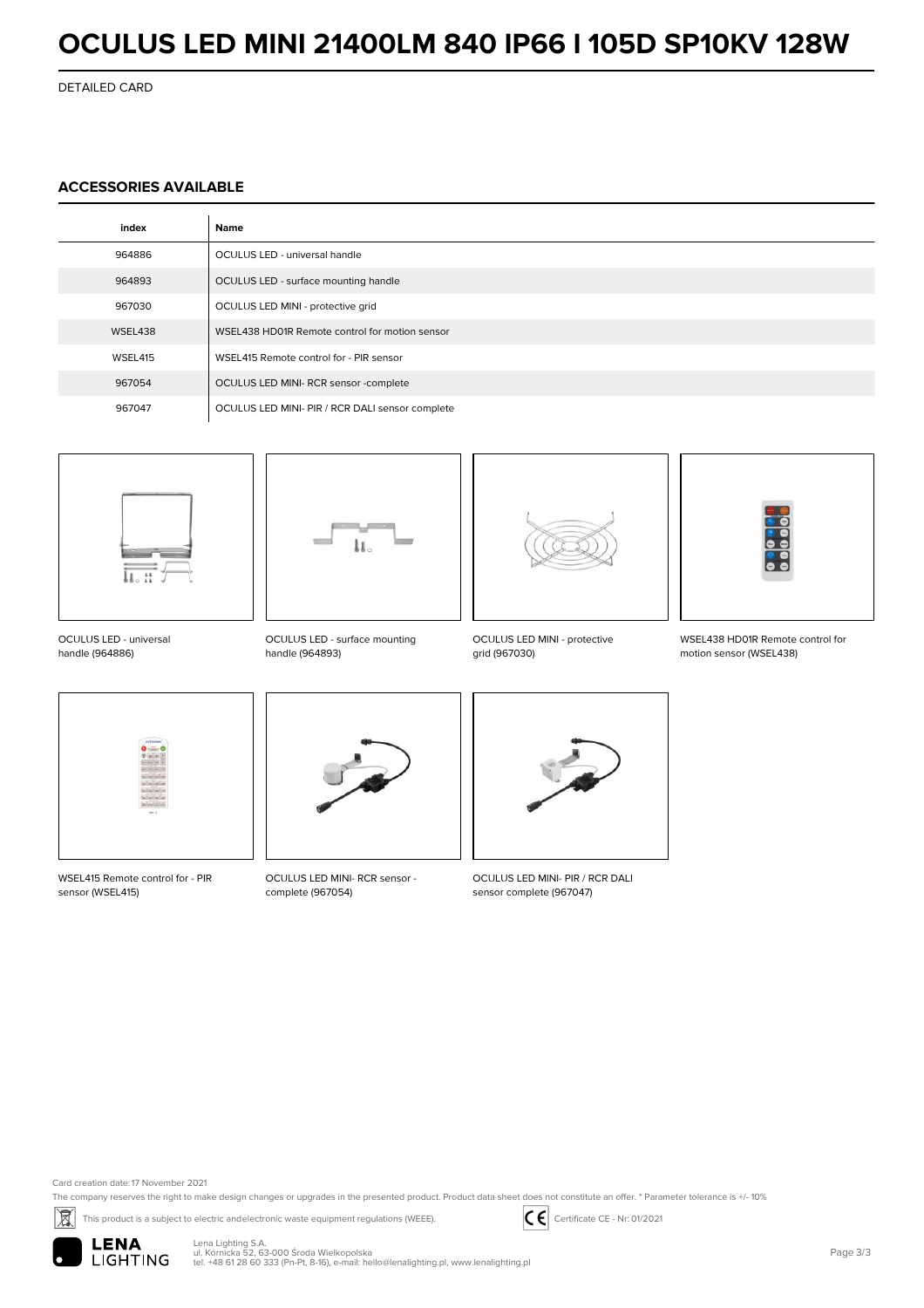# OCULUS LED MINI 21400LM 840 IP66 I 105D SP10KV 128W

DETAILED CARD

## ACCESSORIES AVAILABLE

| index | Name |
| --- | --- |
| 964886 | OCULUS LED - universal handle |
| 964893 | OCULUS LED - surface mounting handle |
| 967030 | OCULUS LED MINI - protective grid |
| WSEL438 | WSEL438 HD01R Remote control for motion sensor |
| WSEL415 | WSEL415 Remote control for - PIR sensor |
| 967054 | OCULUS LED MINI- RCR sensor -complete |
| 967047 | OCULUS LED MINI- PIR / RCR DALI sensor complete |

OCULUS LED - universal handle (964886)

OCULUS LED - surface mounting handle (964893)

OCULUS LED MINI - protective grid (967030)

WSEL438 HD01R Remote control for motion sensor (WSEL438)

WSEL415 Remote control for - PIR sensor (WSEL415)

OCULUS LED MINI- RCR sensor - complete (967054)

OCULUS LED MINI- PIR / RCR DALI sensor complete (967047)

Card creation date: 17 November 2021

The company reserves the right to make design changes or upgrades in the presented product. Product data sheet does not constitute an offer. * Parameter tolerance is +/- 10%

This product is a subject to electric andelectronic waste equipment regulations (WEEE).

Certificate CE - Nr: 01/2021

Lena Lighting S.A.
ul. Kórnicka 52, 63-000 Środa Wielkopolska
tel. +48 61 28 60 333 (Pn-Pt, 8-16), e-mail: hello@lenalighting.pl, www.lenalighting.pl